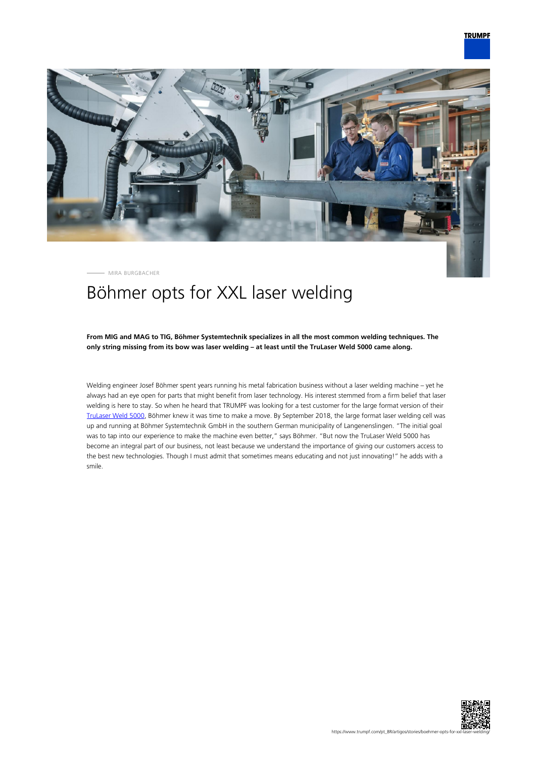MIRA BURGBACHER

# Böhmer opts for XXL laser welding

**From MIG and MAG to TIG, Böhmer Systemtechnik specializes in all the most common welding techniques. The only string missing from its bow was laser welding – at least until the TruLaser Weld 5000 came along.**

Welding engineer Josef Böhmer spent years running his metal fabrication business without a laser welding machine – yet he always had an eye open for parts that might benefit from laser technology. His interest stemmed from a firm belief that laser welding is here to stay. So when he heard that TRUMPF was looking for a test customer for the large format version of their TruLaser Weld 5000, Böhmer knew it was time to make a move. By September 2018, the large format laser welding cell was up and running at Böhmer Systemtechnik GmbH in the southern German municipality of Langenenslingen. "The initial goal was to tap into our experience to make the machine even better," says Böhmer. "But now the TruLaser Weld 5000 has become an integral part of our business, not least because we understand the importance of giving our customers access to the best new technologies. Though I must admit that sometimes means educating and not just innovating!" he adds with a smile.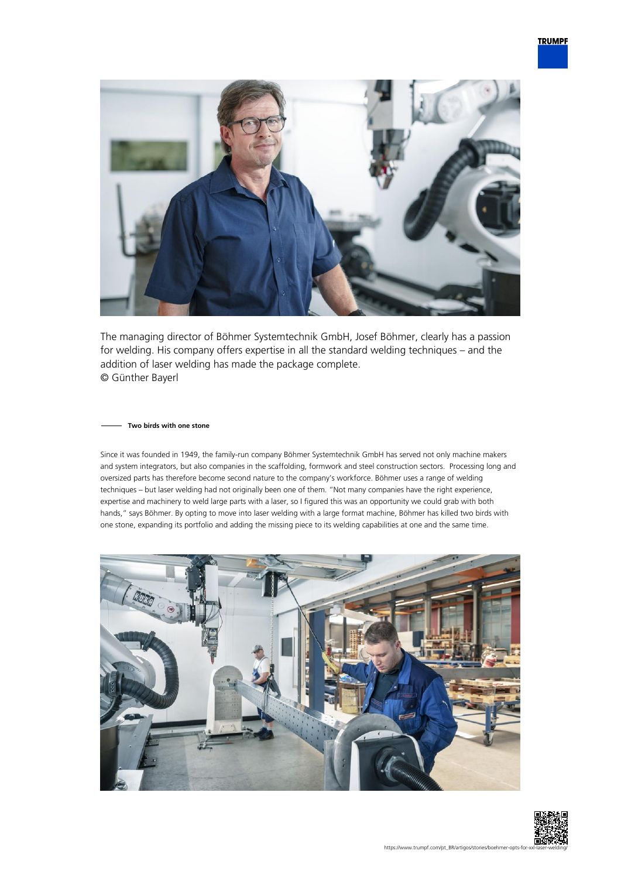The managing director of Böhmer Systemtechnik GmbH, Josef Böhmer, clearly has a passion for welding. His company offers expertise in all the standard welding techniques – and the addition of laser welding has made the package complete.
© Günther Bayerl

## Two birds with one stone

Since it was founded in 1949, the family-run company Böhmer Systemtechnik GmbH has served not only machine makers and system integrators, but also companies in the scaffolding, formwork and steel construction sectors. Processing long and oversized parts has therefore become second nature to the company's workforce. Böhmer uses a range of welding techniques – but laser welding had not originally been one of them. "Not many companies have the right experience, expertise and machinery to weld large parts with a laser, so I figured this was an opportunity we could grab with both hands," says Böhmer. By opting to move into laser welding with a large format machine, Böhmer has killed two birds with one stone, expanding its portfolio and adding the missing piece to its welding capabilities at one and the same time.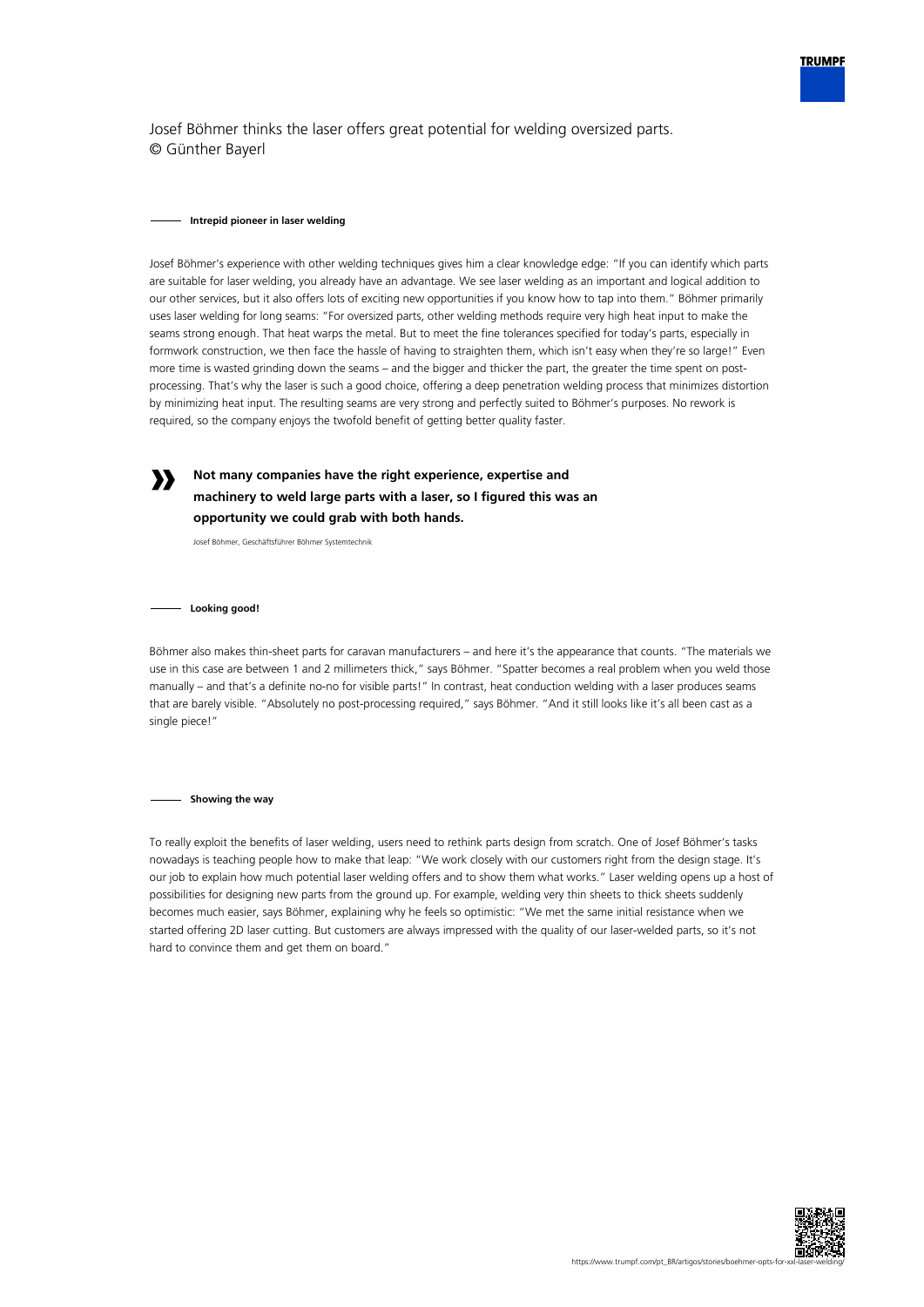Josef Böhmer thinks the laser offers great potential for welding oversized parts.
© Günther Bayerl

## Intrepid pioneer in laser welding

Josef Böhmer's experience with other welding techniques gives him a clear knowledge edge: "If you can identify which parts are suitable for laser welding, you already have an advantage. We see laser welding as an important and logical addition to our other services, but it also offers lots of exciting new opportunities if you know how to tap into them." Böhmer primarily uses laser welding for long seams: "For oversized parts, other welding methods require very high heat input to make the seams strong enough. That heat warps the metal. But to meet the fine tolerances specified for today's parts, especially in formwork construction, we then face the hassle of having to straighten them, which isn't easy when they're so large!" Even more time is wasted grinding down the seams – and the bigger and thicker the part, the greater the time spent on post-processing. That's why the laser is such a good choice, offering a deep penetration welding process that minimizes distortion by minimizing heat input. The resulting seams are very strong and perfectly suited to Böhmer's purposes. No rework is required, so the company enjoys the twofold benefit of getting better quality faster.

> **Not many companies have the right experience, expertise and machinery to weld large parts with a laser, so I figured this was an opportunity we could grab with both hands.**
>
> Josef Böhmer, Geschäftsführer Böhmer Systemtechnik

## Looking good!

Böhmer also makes thin-sheet parts for caravan manufacturers – and here it's the appearance that counts. "The materials we use in this case are between 1 and 2 millimeters thick," says Böhmer. "Spatter becomes a real problem when you weld those manually – and that's a definite no-no for visible parts!" In contrast, heat conduction welding with a laser produces seams that are barely visible. "Absolutely no post-processing required," says Böhmer. "And it still looks like it's all been cast as a single piece!"

## Showing the way

To really exploit the benefits of laser welding, users need to rethink parts design from scratch. One of Josef Böhmer's tasks nowadays is teaching people how to make that leap: "We work closely with our customers right from the design stage. It's our job to explain how much potential laser welding offers and to show them what works." Laser welding opens up a host of possibilities for designing new parts from the ground up. For example, welding very thin sheets to thick sheets suddenly becomes much easier, says Böhmer, explaining why he feels so optimistic: "We met the same initial resistance when we started offering 2D laser cutting. But customers are always impressed with the quality of our laser-welded parts, so it's not hard to convince them and get them on board."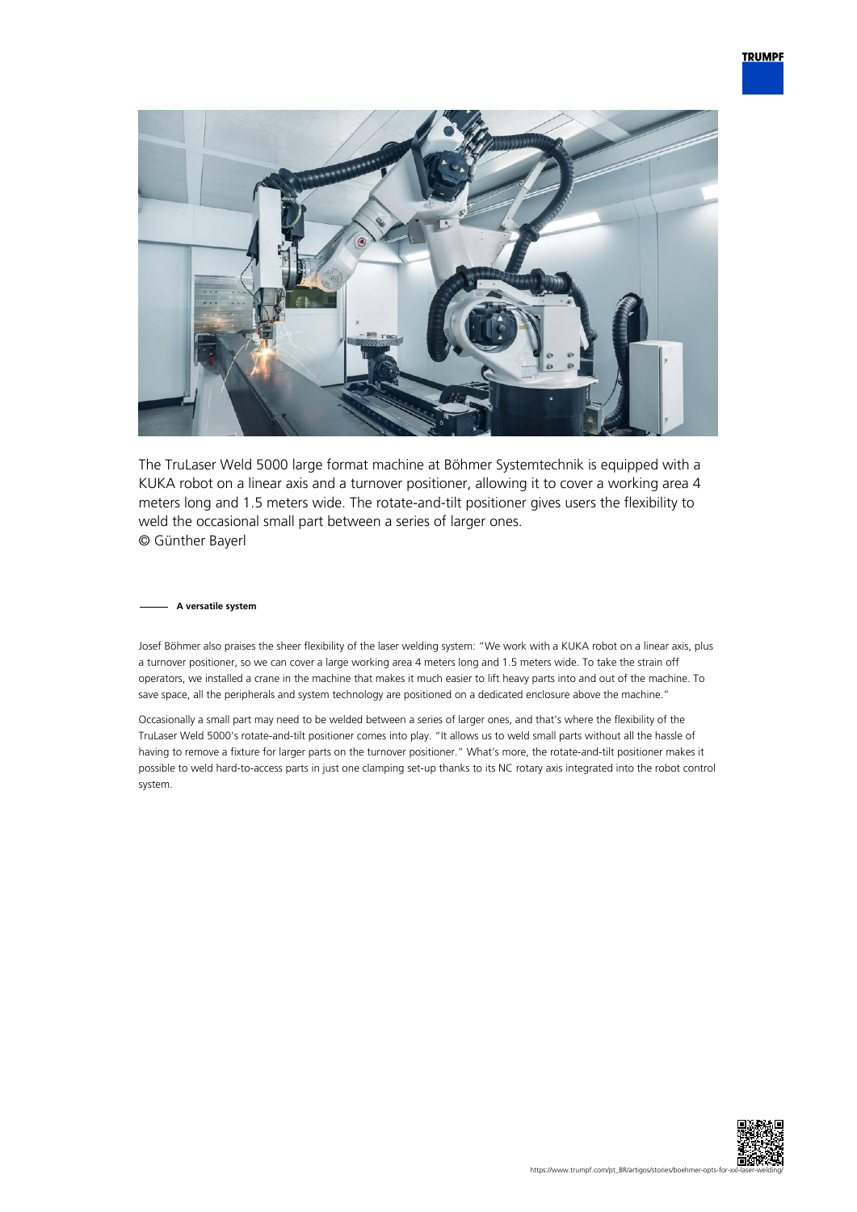The TruLaser Weld 5000 large format machine at Böhmer Systemtechnik is equipped with a KUKA robot on a linear axis and a turnover positioner, allowing it to cover a working area 4 meters long and 1.5 meters wide. The rotate-and-tilt positioner gives users the flexibility to weld the occasional small part between a series of larger ones.
© Günther Bayerl

### A versatile system

Josef Böhmer also praises the sheer flexibility of the laser welding system: "We work with a KUKA robot on a linear axis, plus a turnover positioner, so we can cover a large working area 4 meters long and 1.5 meters wide. To take the strain off operators, we installed a crane in the machine that makes it much easier to lift heavy parts into and out of the machine. To save space, all the peripherals and system technology are positioned on a dedicated enclosure above the machine."

Occasionally a small part may need to be welded between a series of larger ones, and that's where the flexibility of the TruLaser Weld 5000's rotate-and-tilt positioner comes into play. "It allows us to weld small parts without all the hassle of having to remove a fixture for larger parts on the turnover positioner." What's more, the rotate-and-tilt positioner makes it possible to weld hard-to-access parts in just one clamping set-up thanks to its NC rotary axis integrated into the robot control system.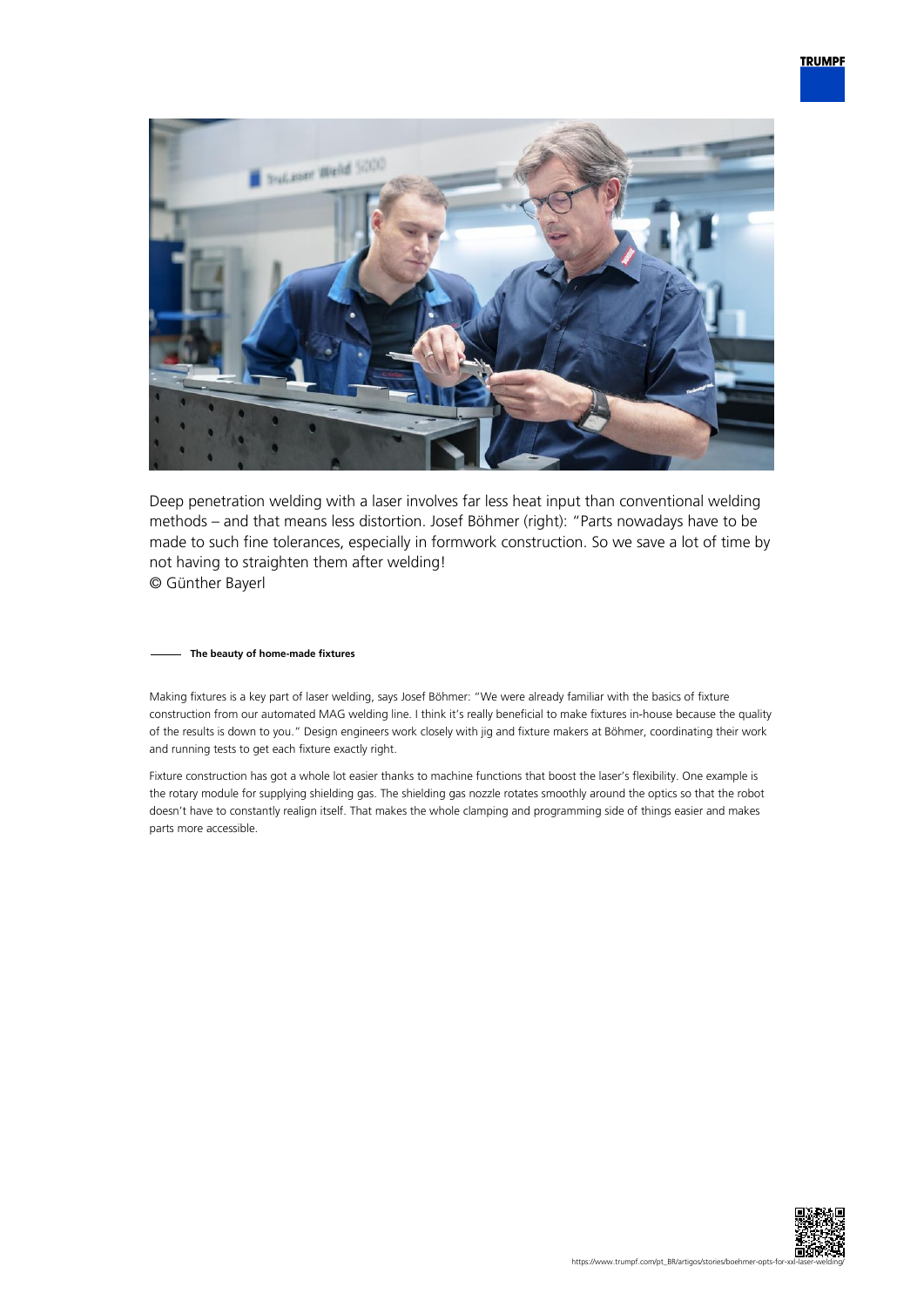Deep penetration welding with a laser involves far less heat input than conventional welding methods – and that means less distortion. Josef Böhmer (right): "Parts nowadays have to be made to such fine tolerances, especially in formwork construction. So we save a lot of time by not having to straighten them after welding!
© Günther Bayerl

## The beauty of home-made fixtures

Making fixtures is a key part of laser welding, says Josef Böhmer: "We were already familiar with the basics of fixture construction from our automated MAG welding line. I think it's really beneficial to make fixtures in-house because the quality of the results is down to you." Design engineers work closely with jig and fixture makers at Böhmer, coordinating their work and running tests to get each fixture exactly right.

Fixture construction has got a whole lot easier thanks to machine functions that boost the laser's flexibility. One example is the rotary module for supplying shielding gas. The shielding gas nozzle rotates smoothly around the optics so that the robot doesn't have to constantly realign itself. That makes the whole clamping and programming side of things easier and makes parts more accessible.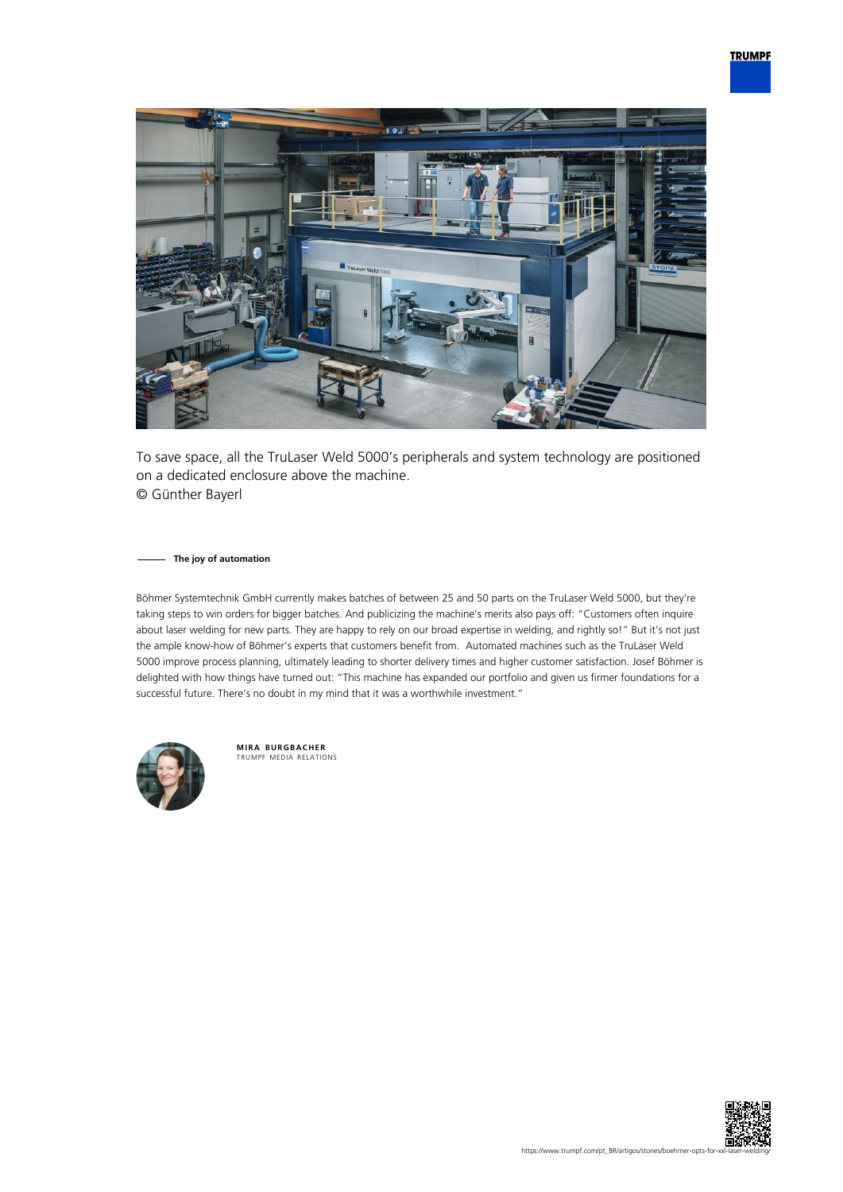To save space, all the TruLaser Weld 5000's peripherals and system technology are positioned on a dedicated enclosure above the machine.
© Günther Bayerl

### The joy of automation

Böhmer Systemtechnik GmbH currently makes batches of between 25 and 50 parts on the TruLaser Weld 5000, but they're taking steps to win orders for bigger batches. And publicizing the machine's merits also pays off: "Customers often inquire about laser welding for new parts. They are happy to rely on our broad expertise in welding, and rightly so!" But it's not just the ample know-how of Böhmer's experts that customers benefit from.  Automated machines such as the TruLaser Weld 5000 improve process planning, ultimately leading to shorter delivery times and higher customer satisfaction. Josef Böhmer is delighted with how things have turned out: "This machine has expanded our portfolio and given us firmer foundations for a successful future. There's no doubt in my mind that it was a worthwhile investment."

**MIRA BURGBACHER**
TRUMPF MEDIA RELATIONS